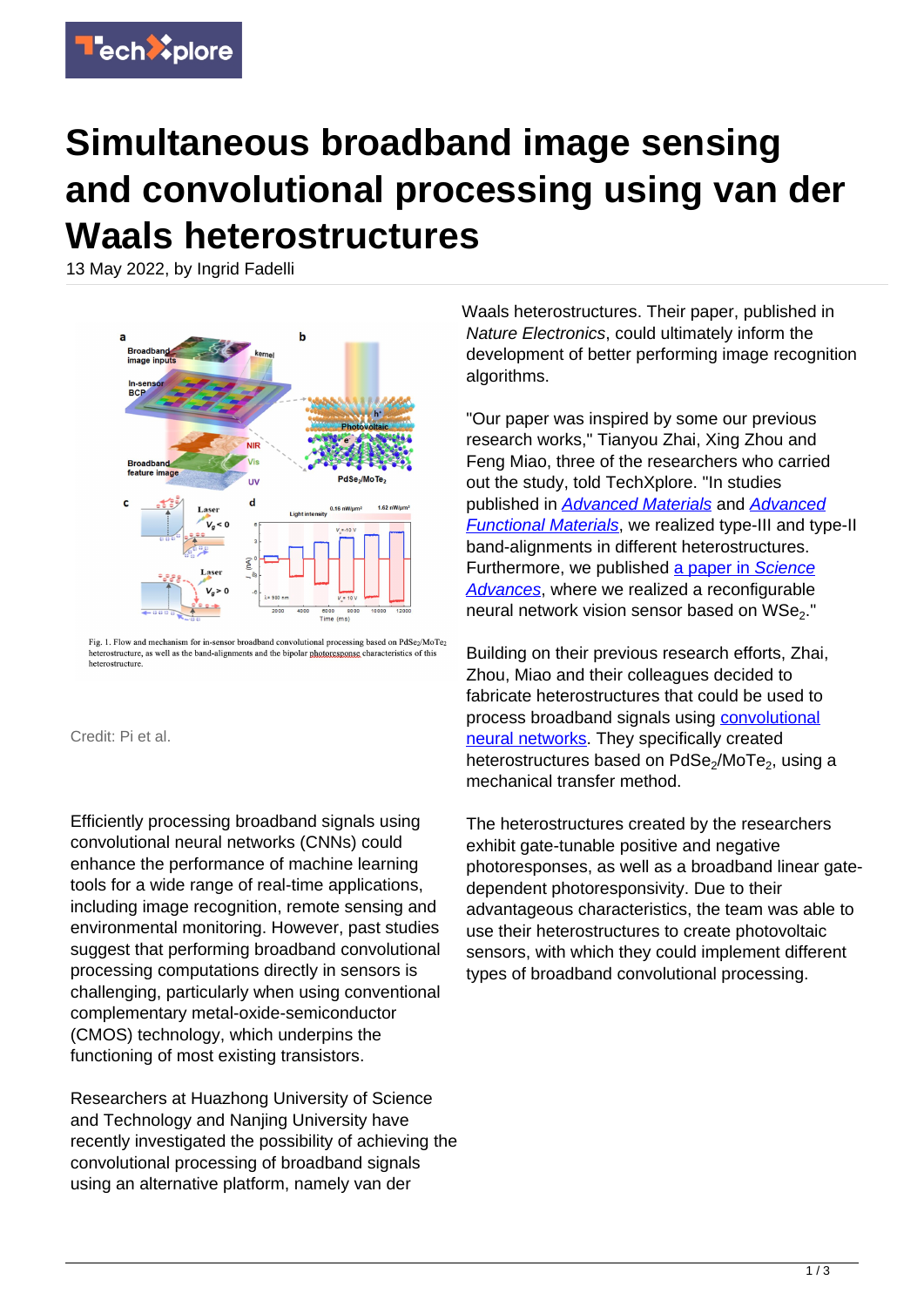# Simultaneous broadband image sensing and convolutional processing using van der Waals heterostructures

13 May 2022, by Ingrid Fadelli

Fig. 1. Flow and mechanism for in-sensor broadband convolutional processing based on $PdSe_2/MoTe_2$ heterostructure, as well as the band-alignments and the bipolar photoresponse characteristics of this heterostructure.

Credit: Pi et al.

Efficiently processing broadband signals using convolutional neural networks (CNNs) could enhance the performance of machine learning tools for a wide range of real-time applications, including image recognition, remote sensing and environmental monitoring. However, past studies suggest that performing broadband convolutional processing computations directly in sensors is challenging, particularly when using conventional complementary metal-oxide-semiconductor (CMOS) technology, which underpins the functioning of most existing transistors.

Researchers at Huazhong University of Science and Technology and Nanjing University have recently investigated the possibility of achieving the convolutional processing of broadband signals using an alternative platform, namely van der Waals heterostructures. Their paper, published in *Nature Electronics*, could ultimately inform the development of better performing image recognition algorithms.

"Our paper was inspired by some our previous research works," Tianyou Zhai, Xing Zhou and Feng Miao, three of the researchers who carried out the study, told TechXplore. "In studies published in *Advanced Materials* and *Advanced Functional Materials*, we realized type-III and type-II band-alignments in different heterostructures. Furthermore, we published a paper in *Science Advances*, where we realized a reconfigurable neural network vision sensor based on $WSe_2$."

Building on their previous research efforts, Zhai, Zhou, Miao and their colleagues decided to fabricate heterostructures that could be used to process broadband signals using convolutional neural networks. They specifically created heterostructures based on $PdSe_2/MoTe_2$, using a mechanical transfer method.

The heterostructures created by the researchers exhibit gate-tunable positive and negative photoresponses, as well as a broadband linear gate-dependent photoresponsivity. Due to their advantageous characteristics, the team was able to use their heterostructures to create photovoltaic sensors, with which they could implement different types of broadband convolutional processing.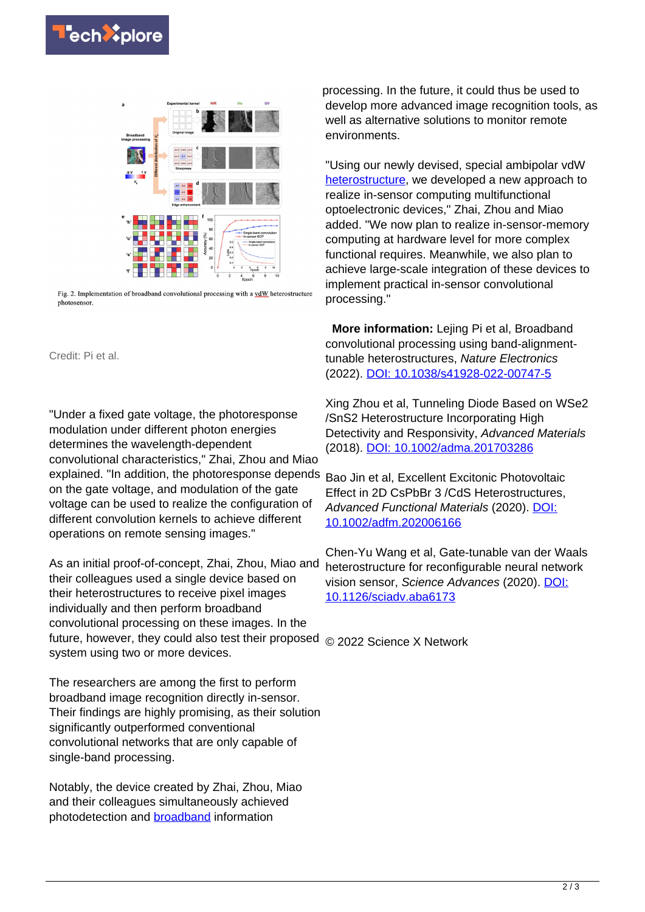Fig. 2. Implementation of broadband convolutional processing with a vdW heterostructure photosensor.

Credit: Pi et al.

"Under a fixed gate voltage, the photoresponse modulation under different photon energies determines the wavelength-dependent convolutional characteristics," Zhai, Zhou and Miao explained. "In addition, the photoresponse depends on the gate voltage, and modulation of the gate voltage can be used to realize the configuration of different convolution kernels to achieve different operations on remote sensing images."

As an initial proof-of-concept, Zhai, Zhou, Miao and their colleagues used a single device based on their heterostructures to receive pixel images individually and then perform broadband convolutional processing on these images. In the future, however, they could also test their proposed system using two or more devices.

The researchers are among the first to perform broadband image recognition directly in-sensor. Their findings are highly promising, as their solution significantly outperformed conventional convolutional networks that are only capable of single-band processing.

Notably, the device created by Zhai, Zhou, Miao and their colleagues simultaneously achieved photodetection and broadband information processing. In the future, it could thus be used to develop more advanced image recognition tools, as well as alternative solutions to monitor remote environments.

"Using our newly devised, special ambipolar vdW heterostructure, we developed a new approach to realize in-sensor computing multifunctional optoelectronic devices," Zhai, Zhou and Miao added. "We now plan to realize in-sensor-memory computing at hardware level for more complex functional requires. Meanwhile, we also plan to achieve large-scale integration of these devices to implement practical in-sensor convolutional processing."

**More information:** Lejing Pi et al, Broadband convolutional processing using band-alignment-tunable heterostructures, *Nature Electronics* (2022). DOI: 10.1038/s41928-022-00747-5

Xing Zhou et al, Tunneling Diode Based on WSe2 /SnS2 Heterostructure Incorporating High Detectivity and Responsivity, *Advanced Materials* (2018). DOI: 10.1002/adma.201703286

Bao Jin et al, Excellent Excitonic Photovoltaic Effect in 2D CsPbBr 3 /CdS Heterostructures, *Advanced Functional Materials* (2020). DOI: 10.1002/adfm.202006166

Chen-Yu Wang et al, Gate-tunable van der Waals heterostructure for reconfigurable neural network vision sensor, *Science Advances* (2020). DOI: 10.1126/sciadv.aba6173

© 2022 Science X Network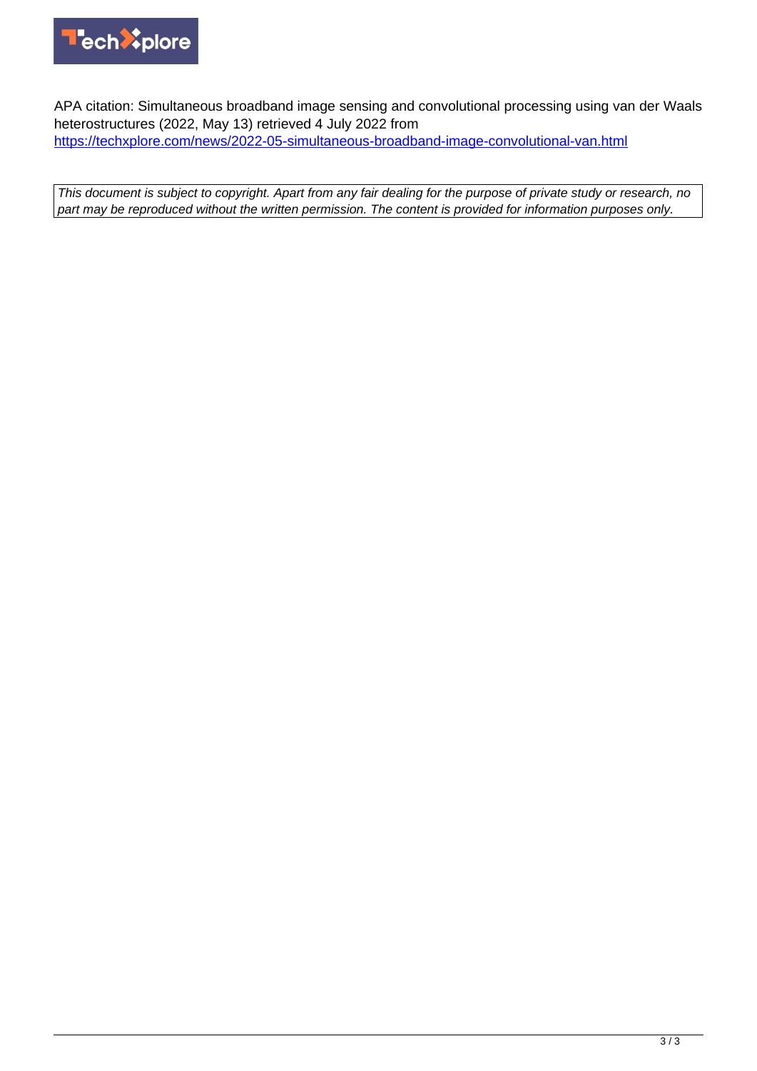APA citation: Simultaneous broadband image sensing and convolutional processing using van der Waals heterostructures (2022, May 13) retrieved 4 July 2022 from https://techxplore.com/news/2022-05-simultaneous-broadband-image-convolutional-van.html

*This document is subject to copyright. Apart from any fair dealing for the purpose of private study or research, no part may be reproduced without the written permission. The content is provided for information purposes only.*